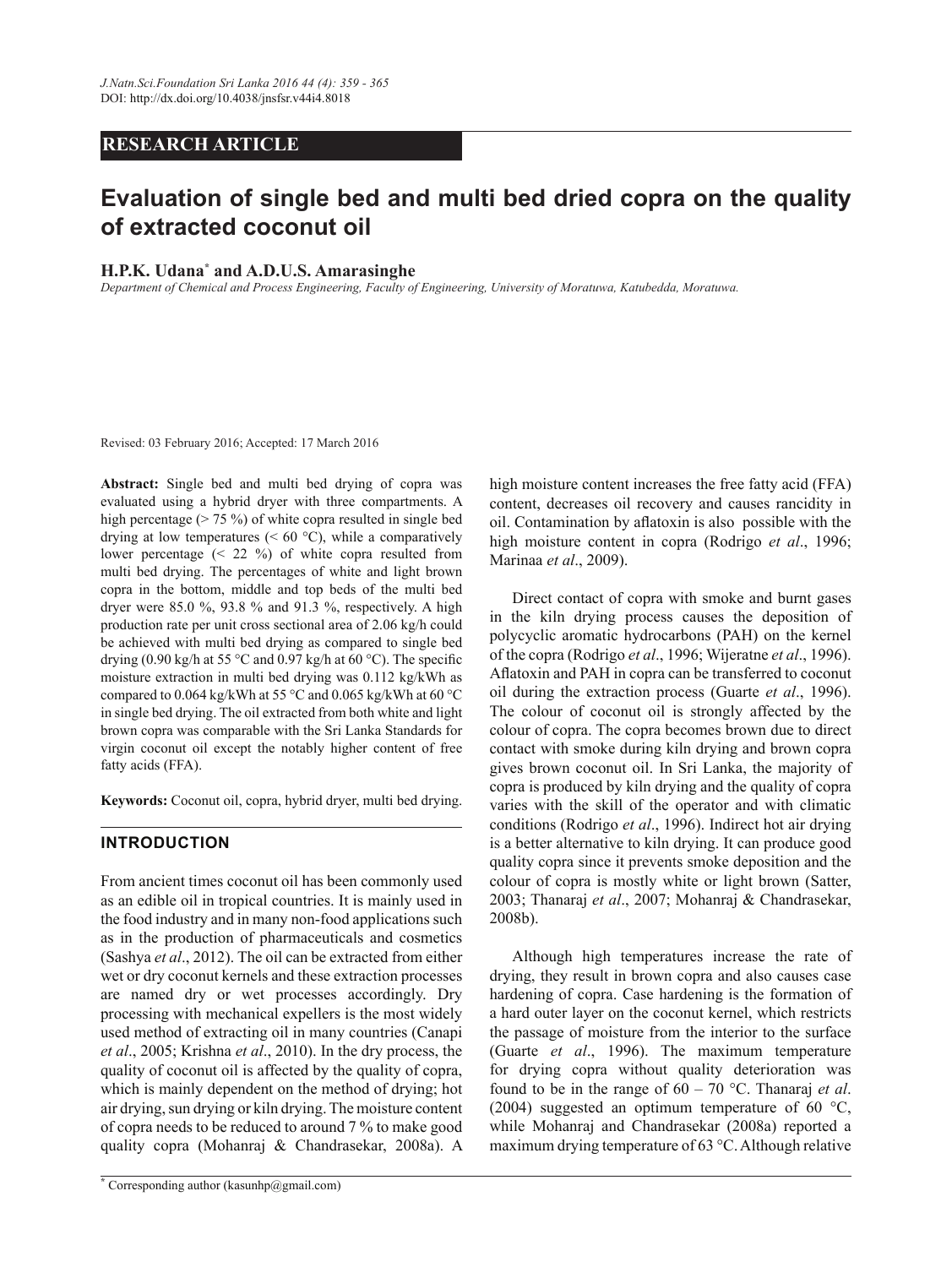## RESEARCH ARTICLE

# Evaluation of single bed and multi bed dried copra on the quality of extracted coconut oil

**H.P.K. Udana*** **and A.D.U.S. Amarasinghe**

*Department of Chemical and Process Engineering, Faculty of Engineering, University of Moratuwa, Katubedda, Moratuwa.*

Revised: 03 February 2016; Accepted: 17 March 2016

**Abstract:** Single bed and multi bed drying of copra was evaluated using a hybrid dryer with three compartments. A high percentage (> 75 %) of white copra resulted in single bed drying at low temperatures (< 60 °C), while a comparatively lower percentage (< 22 %) of white copra resulted from multi bed drying. The percentages of white and light brown copra in the bottom, middle and top beds of the multi bed dryer were 85.0 %, 93.8 % and 91.3 %, respectively. A high production rate per unit cross sectional area of 2.06 kg/h could be achieved with multi bed drying as compared to single bed drying (0.90 kg/h at 55 °C and 0.97 kg/h at 60 °C). The specific moisture extraction in multi bed drying was 0.112 kg/kWh as compared to 0.064 kg/kWh at 55 °C and 0.065 kg/kWh at 60 °C in single bed drying. The oil extracted from both white and light brown copra was comparable with the Sri Lanka Standards for virgin coconut oil except the notably higher content of free fatty acids (FFA).

**Keywords:** Coconut oil, copra, hybrid dryer, multi bed drying.

## INTRODUCTION

From ancient times coconut oil has been commonly used as an edible oil in tropical countries. It is mainly used in the food industry and in many non-food applications such as in the production of pharmaceuticals and cosmetics (Sashya *et al*., 2012). The oil can be extracted from either wet or dry coconut kernels and these extraction processes are named dry or wet processes accordingly. Dry processing with mechanical expellers is the most widely used method of extracting oil in many countries (Canapi *et al*., 2005; Krishna *et al*., 2010). In the dry process, the quality of coconut oil is affected by the quality of copra, which is mainly dependent on the method of drying; hot air drying, sun drying or kiln drying. The moisture content of copra needs to be reduced to around 7 % to make good quality copra (Mohanraj & Chandrasekar, 2008a). A high moisture content increases the free fatty acid (FFA) content, decreases oil recovery and causes rancidity in oil. Contamination by aflatoxin is also possible with the high moisture content in copra (Rodrigo *et al*., 1996; Marinaa *et al*., 2009).

Direct contact of copra with smoke and burnt gases in the kiln drying process causes the deposition of polycyclic aromatic hydrocarbons (PAH) on the kernel of the copra (Rodrigo *et al*., 1996; Wijeratne *et al*., 1996). Aflatoxin and PAH in copra can be transferred to coconut oil during the extraction process (Guarte *et al*., 1996). The colour of coconut oil is strongly affected by the colour of copra. The copra becomes brown due to direct contact with smoke during kiln drying and brown copra gives brown coconut oil. In Sri Lanka, the majority of copra is produced by kiln drying and the quality of copra varies with the skill of the operator and with climatic conditions (Rodrigo *et al*., 1996). Indirect hot air drying is a better alternative to kiln drying. It can produce good quality copra since it prevents smoke deposition and the colour of copra is mostly white or light brown (Satter, 2003; Thanaraj *et al*., 2007; Mohanraj & Chandrasekar, 2008b).

Although high temperatures increase the rate of drying, they result in brown copra and also causes case hardening of copra. Case hardening is the formation of a hard outer layer on the coconut kernel, which restricts the passage of moisture from the interior to the surface (Guarte *et al*., 1996). The maximum temperature for drying copra without quality deterioration was found to be in the range of 60 – 70 °C. Thanaraj *et al*. (2004) suggested an optimum temperature of 60 °C, while Mohanraj and Chandrasekar (2008a) reported a maximum drying temperature of 63 °C. Although relative

* Corresponding author (kasunhp@gmail.com)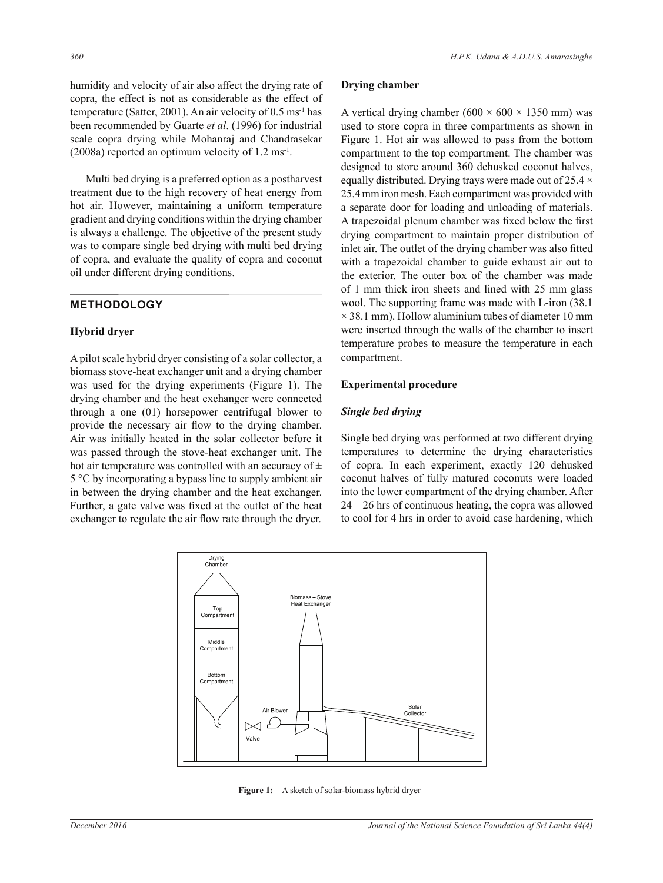humidity and velocity of air also affect the drying rate of copra, the effect is not as considerable as the effect of temperature (Satter, 2001). An air velocity of 0.5 $ms^{-1}$ has been recommended by Guarte *et al*. (1996) for industrial scale copra drying while Mohanraj and Chandrasekar (2008a) reported an optimum velocity of 1.2 $ms^{-1}$.

Multi bed drying is a preferred option as a postharvest treatment due to the high recovery of heat energy from hot air. However, maintaining a uniform temperature gradient and drying conditions within the drying chamber is always a challenge. The objective of the present study was to compare single bed drying with multi bed drying of copra, and evaluate the quality of copra and coconut oil under different drying conditions.

## METHODOLOGY

### Hybrid dryer

A pilot scale hybrid dryer consisting of a solar collector, a biomass stove-heat exchanger unit and a drying chamber was used for the drying experiments (Figure 1). The drying chamber and the heat exchanger were connected through a one (01) horsepower centrifugal blower to provide the necessary air flow to the drying chamber. Air was initially heated in the solar collector before it was passed through the stove-heat exchanger unit. The hot air temperature was controlled with an accuracy of ± 5 °C by incorporating a bypass line to supply ambient air in between the drying chamber and the heat exchanger. Further, a gate valve was fixed at the outlet of the heat exchanger to regulate the air flow rate through the dryer.

### Drying chamber

A vertical drying chamber (600 × 600 × 1350 mm) was used to store copra in three compartments as shown in Figure 1. Hot air was allowed to pass from the bottom compartment to the top compartment. The chamber was designed to store around 360 dehusked coconut halves, equally distributed. Drying trays were made out of 25.4 × 25.4 mm iron mesh. Each compartment was provided with a separate door for loading and unloading of materials. A trapezoidal plenum chamber was fixed below the first drying compartment to maintain proper distribution of inlet air. The outlet of the drying chamber was also fitted with a trapezoidal chamber to guide exhaust air out to the exterior. The outer box of the chamber was made of 1 mm thick iron sheets and lined with 25 mm glass wool. The supporting frame was made with L-iron (38.1 × 38.1 mm). Hollow aluminium tubes of diameter 10 mm were inserted through the walls of the chamber to insert temperature probes to measure the temperature in each compartment.

### Experimental procedure

#### *Single bed drying*

Single bed drying was performed at two different drying temperatures to determine the drying characteristics of copra. In each experiment, exactly 120 dehusked coconut halves of fully matured coconuts were loaded into the lower compartment of the drying chamber. After 24 – 26 hrs of continuous heating, the copra was allowed to cool for 4 hrs in order to avoid case hardening, which

**Figure 1:** A sketch of solar-biomass hybrid dryer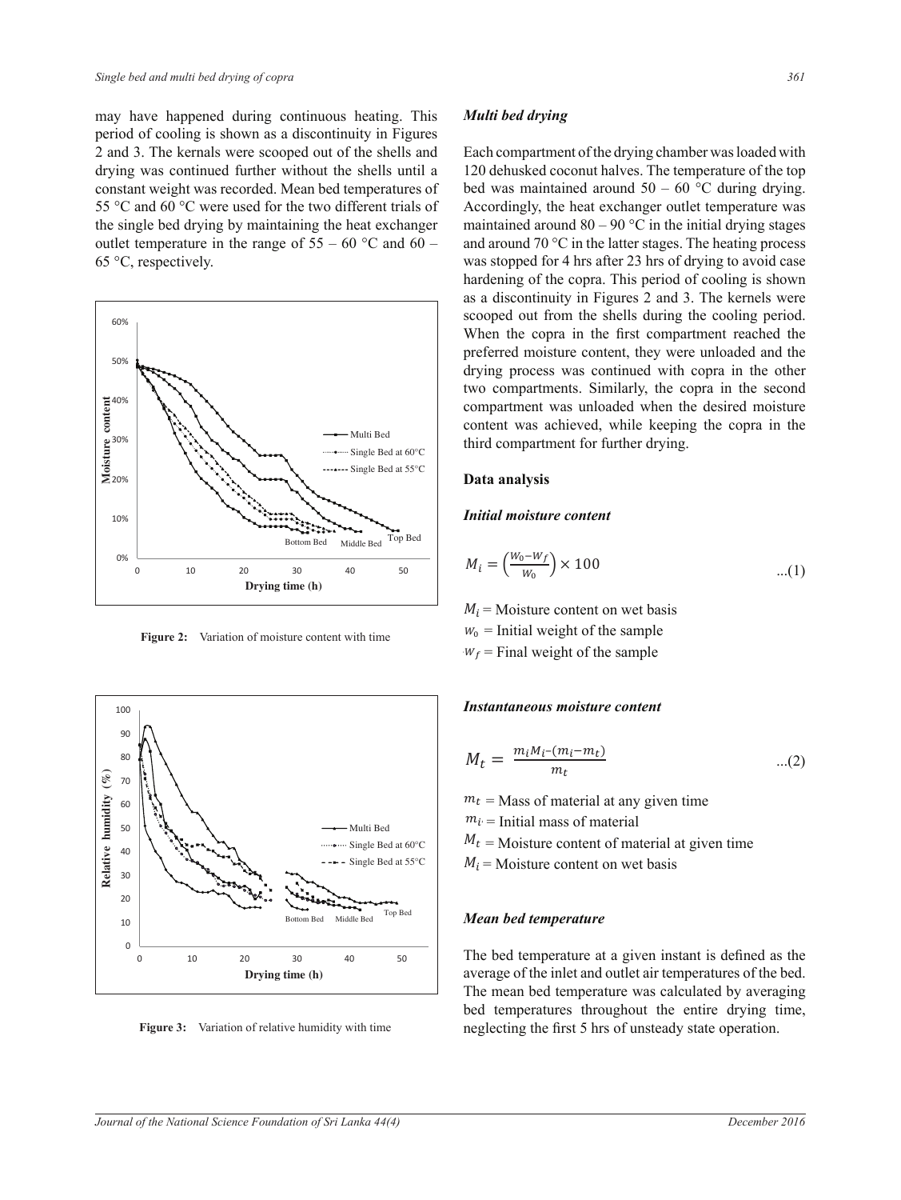may have happened during continuous heating. This period of cooling is shown as a discontinuity in Figures 2 and 3. The kernals were scooped out of the shells and drying was continued further without the shells until a constant weight was recorded. Mean bed temperatures of 55 °C and 60 °C were used for the two different trials of the single bed drying by maintaining the heat exchanger outlet temperature in the range of 55 – 60 °C and 60 – 65 °C, respectively.

Figure 2: Variation of moisture content with time

Figure 3: Variation of relative humidity with time

### *Multi bed drying*

Each compartment of the drying chamber was loaded with 120 dehusked coconut halves. The temperature of the top bed was maintained around 50 – 60 °C during drying. Accordingly, the heat exchanger outlet temperature was maintained around 80 – 90 °C in the initial drying stages and around 70 °C in the latter stages. The heating process was stopped for 4 hrs after 23 hrs of drying to avoid case hardening of the copra. This period of cooling is shown as a discontinuity in Figures 2 and 3. The kernels were scooped out from the shells during the cooling period. When the copra in the first compartment reached the preferred moisture content, they were unloaded and the drying process was continued with copra in the other two compartments. Similarly, the copra in the second compartment was unloaded when the desired moisture content was achieved, while keeping the copra in the third compartment for further drying.

## Data analysis

### *Initial moisture content*

$$M_i = \left(\frac{W_0 - W_f}{W_0}\right) \times 100 \qquad ...(1)$$

$M_i$ = Moisture content on wet basis
$W_0$ = Initial weight of the sample
$W_f$ = Final weight of the sample

### *Instantaneous moisture content*

$$M_t = \frac{m_i M_i - (m_i - m_t)}{m_t} \qquad ...(2)$$

$m_t$ = Mass of material at any given time
$m_i$ = Initial mass of material
$M_t$ = Moisture content of material at given time
$M_i$ = Moisture content on wet basis

### *Mean bed temperature*

The bed temperature at a given instant is defined as the average of the inlet and outlet air temperatures of the bed. The mean bed temperature was calculated by averaging bed temperatures throughout the entire drying time, neglecting the first 5 hrs of unsteady state operation.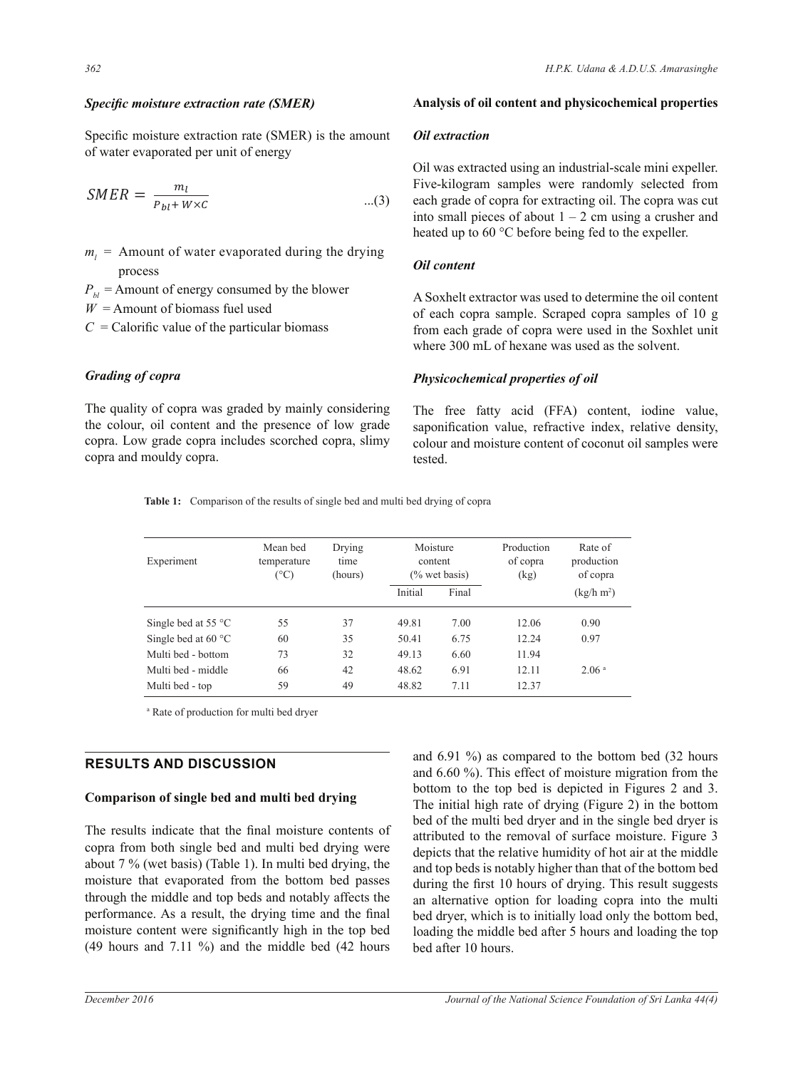### *Specific moisture extraction rate (SMER)*

Specific moisture extraction rate (SMER) is the amount of water evaporated per unit of energy

$$SMER = \frac{m_l}{P_{bl} + W \times C} \quad ...(3)$$

- $m_l$ = Amount of water evaporated during the drying process
- $P_{bl}$ = Amount of energy consumed by the blower
- $W$ = Amount of biomass fuel used
- $C$ = Calorific value of the particular biomass

### *Grading of copra*

The quality of copra was graded by mainly considering the colour, oil content and the presence of low grade copra. Low grade copra includes scorched copra, slimy copra and mouldy copra.

### Analysis of oil content and physicochemical properties

### *Oil extraction*

Oil was extracted using an industrial-scale mini expeller. Five-kilogram samples were randomly selected from each grade of copra for extracting oil. The copra was cut into small pieces of about 1 – 2 cm using a crusher and heated up to 60 °C before being fed to the expeller.

### *Oil content*

A Soxhelt extractor was used to determine the oil content of each copra sample. Scraped copra samples of 10 g from each grade of copra were used in the Soxhlet unit where 300 mL of hexane was used as the solvent.

### *Physicochemical properties of oil*

The free fatty acid (FFA) content, iodine value, saponification value, refractive index, relative density, colour and moisture content of coconut oil samples were tested.

**Table 1:** Comparison of the results of single bed and multi bed drying of copra

| Experiment | Mean bed temperature (°C) | Drying time (hours) | Moisture content (% wet basis) | | Production of copra (kg) | Rate of production of copra |
|---|---|---|---|---|---|---|
| | | | Initial | Final | | (kg/h m$^2$) |
| Single bed at 55 °C | 55 | 37 | 49.81 | 7.00 | 12.06 | 0.90 |
| Single bed at 60 °C | 60 | 35 | 50.41 | 6.75 | 12.24 | 0.97 |
| Multi bed - bottom | 73 | 32 | 49.13 | 6.60 | 11.94 | |
| Multi bed - middle | 66 | 42 | 48.62 | 6.91 | 12.11 | 2.06 [a] |
| Multi bed - top | 59 | 49 | 48.82 | 7.11 | 12.37 | |

[a] Rate of production for multi bed dryer

## RESULTS AND DISCUSSION

### Comparison of single bed and multi bed drying

The results indicate that the final moisture contents of copra from both single bed and multi bed drying were about 7 % (wet basis) (Table 1). In multi bed drying, the moisture that evaporated from the bottom bed passes through the middle and top beds and notably affects the performance. As a result, the drying time and the final moisture content were significantly high in the top bed (49 hours and 7.11 %) and the middle bed (42 hours and 6.91 %) as compared to the bottom bed (32 hours and 6.60 %). This effect of moisture migration from the bottom to the top bed is depicted in Figures 2 and 3. The initial high rate of drying (Figure 2) in the bottom bed of the multi bed dryer and in the single bed dryer is attributed to the removal of surface moisture. Figure 3 depicts that the relative humidity of hot air at the middle and top beds is notably higher than that of the bottom bed during the first 10 hours of drying. This result suggests an alternative option for loading copra into the multi bed dryer, which is to initially load only the bottom bed, loading the middle bed after 5 hours and loading the top bed after 10 hours.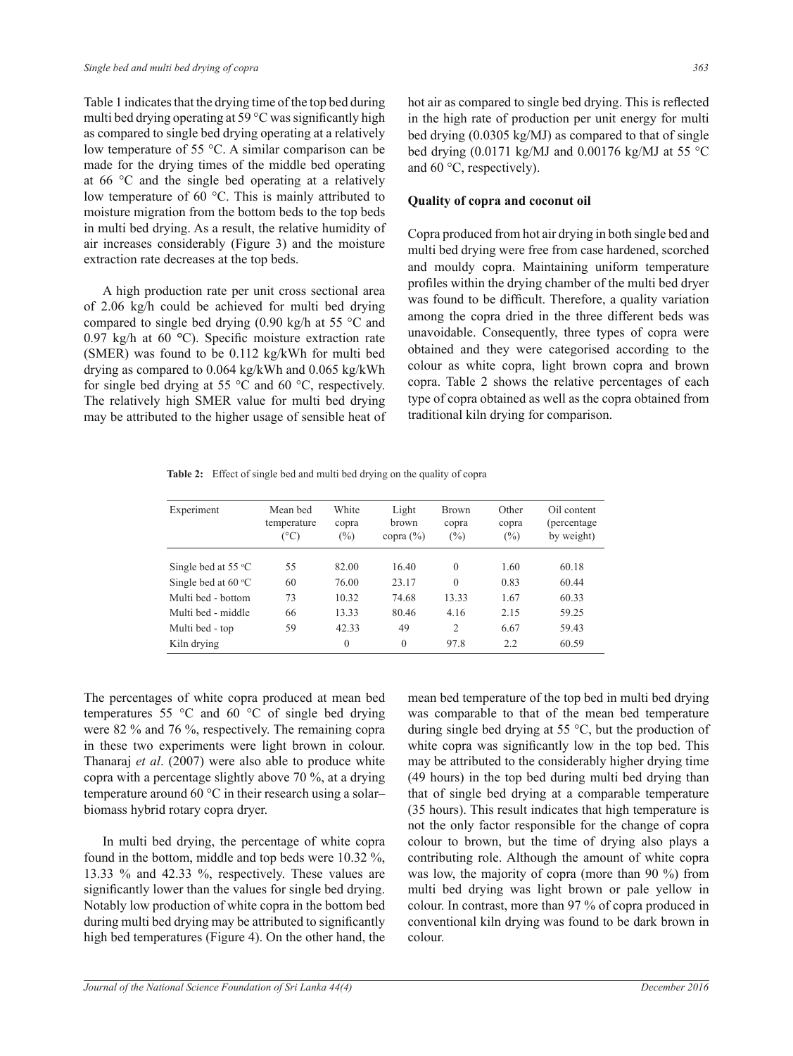Table 1 indicates that the drying time of the top bed during multi bed drying operating at 59 °C was significantly high as compared to single bed drying operating at a relatively low temperature of 55 °C. A similar comparison can be made for the drying times of the middle bed operating at 66 °C and the single bed operating at a relatively low temperature of 60 °C. This is mainly attributed to moisture migration from the bottom beds to the top beds in multi bed drying. As a result, the relative humidity of air increases considerably (Figure 3) and the moisture extraction rate decreases at the top beds.

A high production rate per unit cross sectional area of 2.06 kg/h could be achieved for multi bed drying compared to single bed drying (0.90 kg/h at 55 °C and 0.97 kg/h at 60 °C). Specific moisture extraction rate (SMER) was found to be 0.112 kg/kWh for multi bed drying as compared to 0.064 kg/kWh and 0.065 kg/kWh for single bed drying at 55 °C and 60 °C, respectively. The relatively high SMER value for multi bed drying may be attributed to the higher usage of sensible heat of hot air as compared to single bed drying. This is reflected in the high rate of production per unit energy for multi bed drying (0.0305 kg/MJ) as compared to that of single bed drying (0.0171 kg/MJ and 0.00176 kg/MJ at 55 °C and 60 °C, respectively).

**Quality of copra and coconut oil**

Copra produced from hot air drying in both single bed and multi bed drying were free from case hardened, scorched and mouldy copra. Maintaining uniform temperature profiles within the drying chamber of the multi bed dryer was found to be difficult. Therefore, a quality variation among the copra dried in the three different beds was unavoidable. Consequently, three types of copra were obtained and they were categorised according to the colour as white copra, light brown copra and brown copra. Table 2 shows the relative percentages of each type of copra obtained as well as the copra obtained from traditional kiln drying for comparison.

**Table 2:** Effect of single bed and multi bed drying on the quality of copra

| Experiment | Mean bed temperature (°C) | White copra (%) | Light brown copra (%) | Brown copra (%) | Other copra (%) | Oil content (percentage by weight) |
|---|---|---|---|---|---|---|
| Single bed at 55 °C | 55 | 82.00 | 16.40 | 0 | 1.60 | 60.18 |
| Single bed at 60 °C | 60 | 76.00 | 23.17 | 0 | 0.83 | 60.44 |
| Multi bed - bottom | 73 | 10.32 | 74.68 | 13.33 | 1.67 | 60.33 |
| Multi bed - middle | 66 | 13.33 | 80.46 | 4.16 | 2.15 | 59.25 |
| Multi bed - top | 59 | 42.33 | 49 | 2 | 6.67 | 59.43 |
| Kiln drying | | 0 | 0 | 97.8 | 2.2 | 60.59 |

The percentages of white copra produced at mean bed temperatures 55 °C and 60 °C of single bed drying were 82 % and 76 %, respectively. The remaining copra in these two experiments were light brown in colour. Thanaraj *et al*. (2007) were also able to produce white copra with a percentage slightly above 70 %, at a drying temperature around 60 °C in their research using a solar–biomass hybrid rotary copra dryer.

In multi bed drying, the percentage of white copra found in the bottom, middle and top beds were 10.32 %, 13.33 % and 42.33 %, respectively. These values are significantly lower than the values for single bed drying. Notably low production of white copra in the bottom bed during multi bed drying may be attributed to significantly high bed temperatures (Figure 4). On the other hand, the mean bed temperature of the top bed in multi bed drying was comparable to that of the mean bed temperature during single bed drying at 55 °C, but the production of white copra was significantly low in the top bed. This may be attributed to the considerably higher drying time (49 hours) in the top bed during multi bed drying than that of single bed drying at a comparable temperature (35 hours). This result indicates that high temperature is not the only factor responsible for the change of copra colour to brown, but the time of drying also plays a contributing role. Although the amount of white copra was low, the majority of copra (more than 90 %) from multi bed drying was light brown or pale yellow in colour. In contrast, more than 97 % of copra produced in conventional kiln drying was found to be dark brown in colour.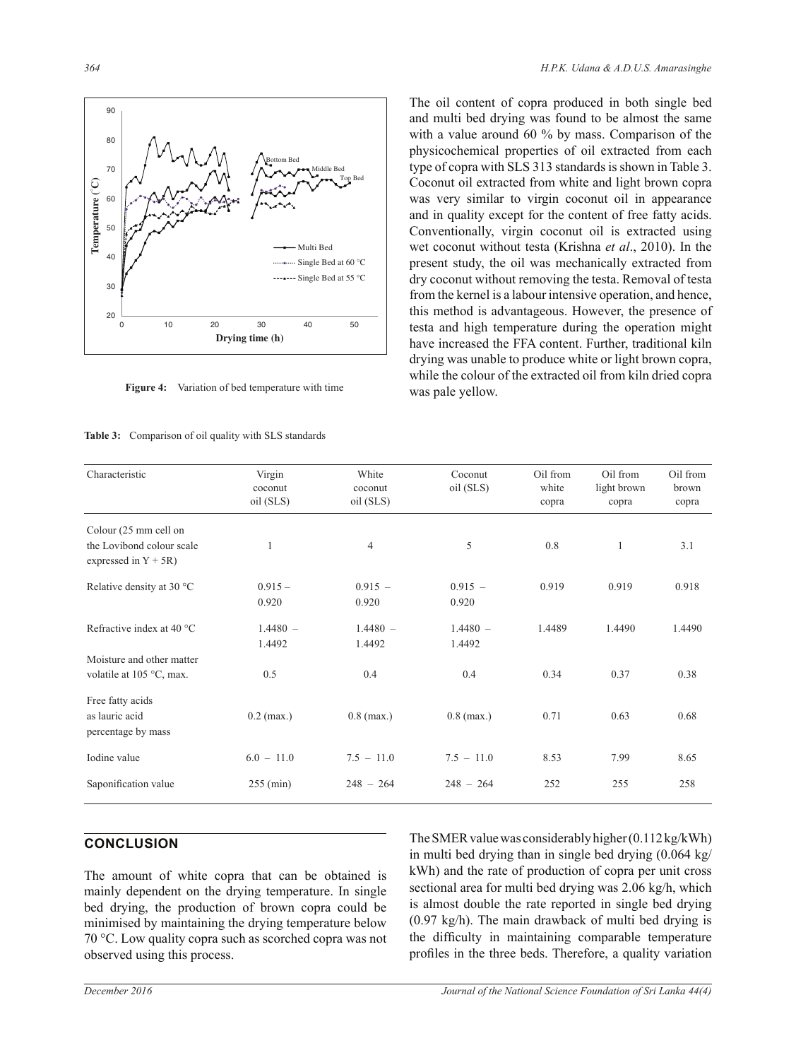**Figure 4:** Variation of bed temperature with time

The oil content of copra produced in both single bed and multi bed drying was found to be almost the same with a value around 60 % by mass. Comparison of the physicochemical properties of oil extracted from each type of copra with SLS 313 standards is shown in Table 3. Coconut oil extracted from white and light brown copra was very similar to virgin coconut oil in appearance and in quality except for the content of free fatty acids. Conventionally, virgin coconut oil is extracted using wet coconut without testa (Krishna *et al*., 2010). In the present study, the oil was mechanically extracted from dry coconut without removing the testa. Removal of testa from the kernel is a labour intensive operation, and hence, this method is advantageous. However, the presence of testa and high temperature during the operation might have increased the FFA content. Further, traditional kiln drying was unable to produce white or light brown copra, while the colour of the extracted oil from kiln dried copra was pale yellow.

**Table 3:** Comparison of oil quality with SLS standards

| Characteristic | Virgin coconut oil (SLS) | White coconut oil (SLS) | Coconut oil (SLS) | Oil from white copra | Oil from light brown copra | Oil from brown copra |
|---|---|---|---|---|---|---|
| Colour (25 mm cell on the Lovibond colour scale expressed in Y + 5R) | 1 | 4 | 5 | 0.8 | 1 | 3.1 |
| Relative density at 30 °C | 0.915 – 0.920 | 0.915 – 0.920 | 0.915 – 0.920 | 0.919 | 0.919 | 0.918 |
| Refractive index at 40 °C | 1.4480 – 1.4492 | 1.4480 – 1.4492 | 1.4480 – 1.4492 | 1.4489 | 1.4490 | 1.4490 |
| Moisture and other matter volatile at 105 °C, max. | 0.5 | 0.4 | 0.4 | 0.34 | 0.37 | 0.38 |
| Free fatty acids as lauric acid percentage by mass | 0.2 (max.) | 0.8 (max.) | 0.8 (max.) | 0.71 | 0.63 | 0.68 |
| Iodine value | 6.0 – 11.0 | 7.5 – 11.0 | 7.5 – 11.0 | 8.53 | 7.99 | 8.65 |
| Saponification value | 255 (min) | 248 – 264 | 248 – 264 | 252 | 255 | 258 |

## CONCLUSION

The amount of white copra that can be obtained is mainly dependent on the drying temperature. In single bed drying, the production of brown copra could be minimised by maintaining the drying temperature below 70 °C. Low quality copra such as scorched copra was not observed using this process.

The SMER value was considerably higher (0.112 kg/kWh) in multi bed drying than in single bed drying (0.064 kg/kWh) and the rate of production of copra per unit cross sectional area for multi bed drying was 2.06 kg/h, which is almost double the rate reported in single bed drying (0.97 kg/h). The main drawback of multi bed drying is the difficulty in maintaining comparable temperature profiles in the three beds. Therefore, a quality variation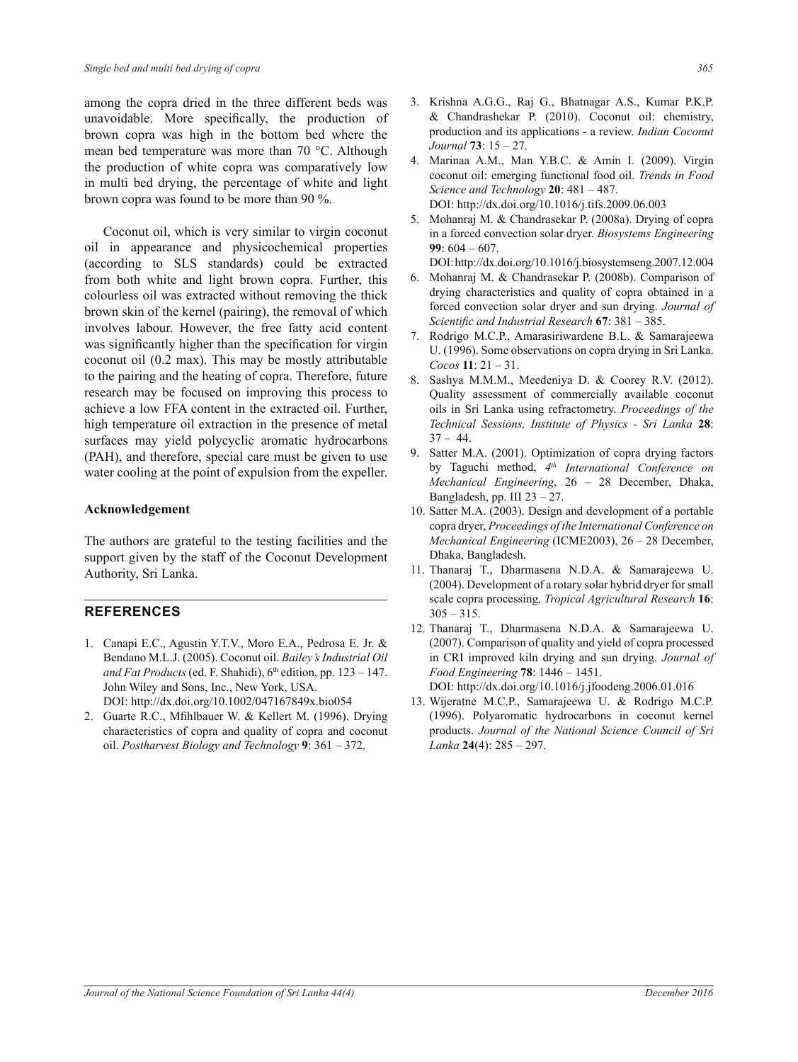among the copra dried in the three different beds was unavoidable. More specifically, the production of brown copra was high in the bottom bed where the mean bed temperature was more than 70 °C. Although the production of white copra was comparatively low in multi bed drying, the percentage of white and light brown copra was found to be more than 90 %.

Coconut oil, which is very similar to virgin coconut oil in appearance and physicochemical properties (according to SLS standards) could be extracted from both white and light brown copra. Further, this colourless oil was extracted without removing the thick brown skin of the kernel (pairing), the removal of which involves labour. However, the free fatty acid content was significantly higher than the specification for virgin coconut oil (0.2 max). This may be mostly attributable to the pairing and the heating of copra. Therefore, future research may be focused on improving this process to achieve a low FFA content in the extracted oil. Further, high temperature oil extraction in the presence of metal surfaces may yield polycyclic aromatic hydrocarbons (PAH), and therefore, special care must be given to use water cooling at the point of expulsion from the expeller.

### Acknowledgement

The authors are grateful to the testing facilities and the support given by the staff of the Coconut Development Authority, Sri Lanka.

## REFERENCES

1. Canapi E.C., Agustin Y.T.V., Moro E.A., Pedrosa E. Jr. & Bendano M.L.J. (2005). Coconut oil. *Bailey's Industrial Oil and Fat Products* (ed. F. Shahidi), 6th edition, pp. 123 – 147. John Wiley and Sons, Inc., New York, USA. DOI: http://dx.doi.org/10.1002/047167849x.bio054
2. Guarte R.C., Mfihlbauer W. & Kellert M. (1996). Drying characteristics of copra and quality of copra and coconut oil. *Postharvest Biology and Technology* **9**: 361 – 372.
3. Krishna A.G.G., Raj G., Bhatnagar A.S., Kumar P.K.P. & Chandrashekar P. (2010). Coconut oil: chemistry, production and its applications - a review. *Indian Coconut Journal* **73**: 15 – 27.
4. Marinaa A.M., Man Y.B.C. & Amin I. (2009). Virgin coconut oil: emerging functional food oil. *Trends in Food Science and Technology* **20**: 481 – 487. DOI: http://dx.doi.org/10.1016/j.tifs.2009.06.003
5. Mohanraj M. & Chandrasekar P. (2008a). Drying of copra in a forced convection solar dryer. *Biosystems Engineering* **99**: 604 – 607. DOI: http://dx.doi.org/10.1016/j.biosystemseng.2007.12.004
6. Mohanraj M. & Chandrasekar P. (2008b). Comparison of drying characteristics and quality of copra obtained in a forced convection solar dryer and sun drying. *Journal of Scientific and Industrial Research* **67**: 381 – 385.
7. Rodrigo M.C.P., Amarasiriwardene B.L. & Samarajeewa U. (1996). Some observations on copra drying in Sri Lanka. *Cocos* **11**: 21 – 31.
8. Sashya M.M.M., Meedeniya D. & Coorey R.V. (2012). Quality assessment of commercially available coconut oils in Sri Lanka using refractometry. *Proceedings of the Technical Sessions, Institute of Physics - Sri Lanka* **28**: 37 – 44.
9. Satter M.A. (2001). Optimization of copra drying factors by Taguchi method, *4th International Conference on Mechanical Engineering*, 26 – 28 December, Dhaka, Bangladesh, pp. III 23 – 27.
10. Satter M.A. (2003). Design and development of a portable copra dryer, *Proceedings of the International Conference on Mechanical Engineering* (ICME2003), 26 – 28 December, Dhaka, Bangladesh.
11. Thanaraj T., Dharmasena N.D.A. & Samarajeewa U. (2004). Development of a rotary solar hybrid dryer for small scale copra processing. *Tropical Agricultural Research* **16**: 305 – 315.
12. Thanaraj T., Dharmasena N.D.A. & Samarajeewa U. (2007). Comparison of quality and yield of copra processed in CRI improved kiln drying and sun drying. *Journal of Food Engineering* **78**: 1446 – 1451. DOI: http://dx.doi.org/10.1016/j.jfoodeng.2006.01.016
13. Wijeratne M.C.P., Samarajeewa U. & Rodrigo M.C.P. (1996). Polyaromatic hydrocarbons in coconut kernel products. *Journal of the National Science Council of Sri Lanka* **24**(4): 285 – 297.